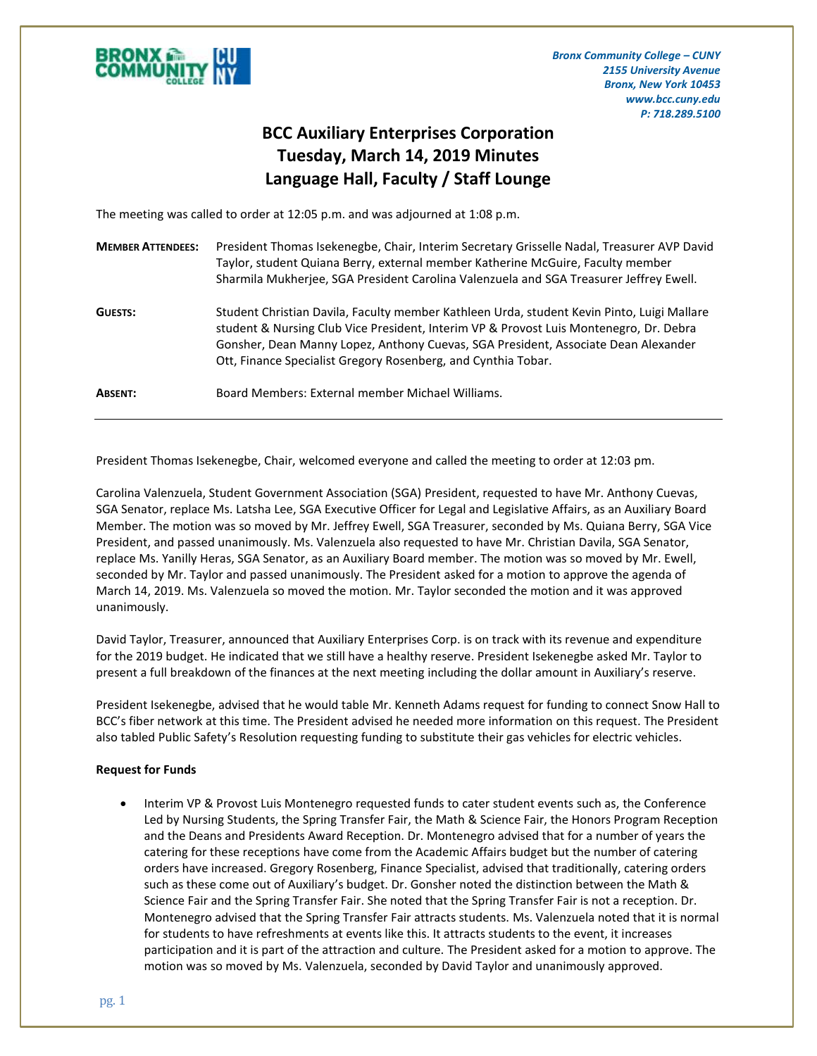Bronx Community College – CUNY
2155 University Avenue
Bronx, New York 10453
www.bcc.cuny.edu
P: 718.289.5100

# BCC Auxiliary Enterprises Corporation
# Tuesday, March 14, 2019 Minutes
# Language Hall, Faculty / Staff Lounge

The meeting was called to order at 12:05 p.m. and was adjourned at 1:08 p.m.

**MEMBER ATTENDEES:** President Thomas Isekenegbe, Chair, Interim Secretary Grisselle Nadal, Treasurer AVP David Taylor, student Quiana Berry, external member Katherine McGuire, Faculty member Sharmila Mukherjee, SGA President Carolina Valenzuela and SGA Treasurer Jeffrey Ewell.

**GUESTS:** Student Christian Davila, Faculty member Kathleen Urda, student Kevin Pinto, Luigi Mallare student & Nursing Club Vice President, Interim VP & Provost Luis Montenegro, Dr. Debra Gonsher, Dean Manny Lopez, Anthony Cuevas, SGA President, Associate Dean Alexander Ott, Finance Specialist Gregory Rosenberg, and Cynthia Tobar.

**ABSENT:** Board Members: External member Michael Williams.

---

President Thomas Isekenegbe, Chair, welcomed everyone and called the meeting to order at 12:03 pm.

Carolina Valenzuela, Student Government Association (SGA) President, requested to have Mr. Anthony Cuevas, SGA Senator, replace Ms. Latsha Lee, SGA Executive Officer for Legal and Legislative Affairs, as an Auxiliary Board Member. The motion was so moved by Mr. Jeffrey Ewell, SGA Treasurer, seconded by Ms. Quiana Berry, SGA Vice President, and passed unanimously. Ms. Valenzuela also requested to have Mr. Christian Davila, SGA Senator, replace Ms. Yanilly Heras, SGA Senator, as an Auxiliary Board member. The motion was so moved by Mr. Ewell, seconded by Mr. Taylor and passed unanimously. The President asked for a motion to approve the agenda of March 14, 2019. Ms. Valenzuela so moved the motion. Mr. Taylor seconded the motion and it was approved unanimously.

David Taylor, Treasurer, announced that Auxiliary Enterprises Corp. is on track with its revenue and expenditure for the 2019 budget. He indicated that we still have a healthy reserve. President Isekenegbe asked Mr. Taylor to present a full breakdown of the finances at the next meeting including the dollar amount in Auxiliary's reserve.

President Isekenegbe, advised that he would table Mr. Kenneth Adams request for funding to connect Snow Hall to BCC's fiber network at this time. The President advised he needed more information on this request. The President also tabled Public Safety's Resolution requesting funding to substitute their gas vehicles for electric vehicles.

**Request for Funds**

- Interim VP & Provost Luis Montenegro requested funds to cater student events such as, the Conference Led by Nursing Students, the Spring Transfer Fair, the Math & Science Fair, the Honors Program Reception and the Deans and Presidents Award Reception. Dr. Montenegro advised that for a number of years the catering for these receptions have come from the Academic Affairs budget but the number of catering orders have increased. Gregory Rosenberg, Finance Specialist, advised that traditionally, catering orders such as these come out of Auxiliary's budget. Dr. Gonsher noted the distinction between the Math & Science Fair and the Spring Transfer Fair. She noted that the Spring Transfer Fair is not a reception. Dr. Montenegro advised that the Spring Transfer Fair attracts students. Ms. Valenzuela noted that it is normal for students to have refreshments at events like this. It attracts students to the event, it increases participation and it is part of the attraction and culture. The President asked for a motion to approve. The motion was so moved by Ms. Valenzuela, seconded by David Taylor and unanimously approved.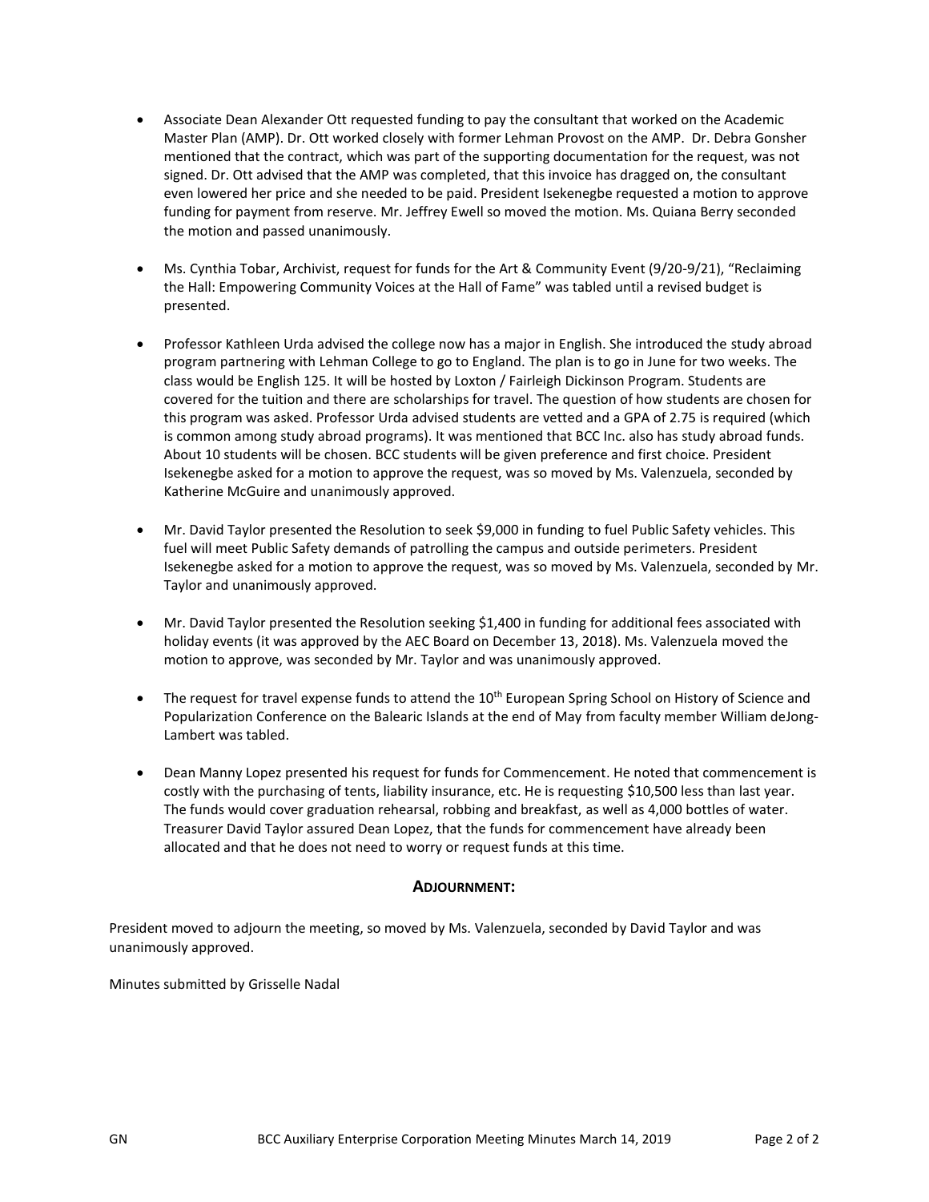- Associate Dean Alexander Ott requested funding to pay the consultant that worked on the Academic Master Plan (AMP). Dr. Ott worked closely with former Lehman Provost on the AMP. Dr. Debra Gonsher mentioned that the contract, which was part of the supporting documentation for the request, was not signed. Dr. Ott advised that the AMP was completed, that this invoice has dragged on, the consultant even lowered her price and she needed to be paid. President Isekenegbe requested a motion to approve funding for payment from reserve. Mr. Jeffrey Ewell so moved the motion. Ms. Quiana Berry seconded the motion and passed unanimously.

- Ms. Cynthia Tobar, Archivist, request for funds for the Art & Community Event (9/20-9/21), "Reclaiming the Hall: Empowering Community Voices at the Hall of Fame" was tabled until a revised budget is presented.

- Professor Kathleen Urda advised the college now has a major in English. She introduced the study abroad program partnering with Lehman College to go to England. The plan is to go in June for two weeks. The class would be English 125. It will be hosted by Loxton / Fairleigh Dickinson Program. Students are covered for the tuition and there are scholarships for travel. The question of how students are chosen for this program was asked. Professor Urda advised students are vetted and a GPA of 2.75 is required (which is common among study abroad programs). It was mentioned that BCC Inc. also has study abroad funds. About 10 students will be chosen. BCC students will be given preference and first choice. President Isekenegbe asked for a motion to approve the request, was so moved by Ms. Valenzuela, seconded by Katherine McGuire and unanimously approved.

- Mr. David Taylor presented the Resolution to seek $9,000 in funding to fuel Public Safety vehicles. This fuel will meet Public Safety demands of patrolling the campus and outside perimeters. President Isekenegbe asked for a motion to approve the request, was so moved by Ms. Valenzuela, seconded by Mr. Taylor and unanimously approved.

- Mr. David Taylor presented the Resolution seeking $1,400 in funding for additional fees associated with holiday events (it was approved by the AEC Board on December 13, 2018). Ms. Valenzuela moved the motion to approve, was seconded by Mr. Taylor and was unanimously approved.

- The request for travel expense funds to attend the 10th European Spring School on History of Science and Popularization Conference on the Balearic Islands at the end of May from faculty member William deJong-Lambert was tabled.

- Dean Manny Lopez presented his request for funds for Commencement. He noted that commencement is costly with the purchasing of tents, liability insurance, etc. He is requesting $10,500 less than last year. The funds would cover graduation rehearsal, robbing and breakfast, as well as 4,000 bottles of water. Treasurer David Taylor assured Dean Lopez, that the funds for commencement have already been allocated and that he does not need to worry or request funds at this time.

## ADJOURNMENT:

President moved to adjourn the meeting, so moved by Ms. Valenzuela, seconded by David Taylor and was unanimously approved.

Minutes submitted by Grisselle Nadal